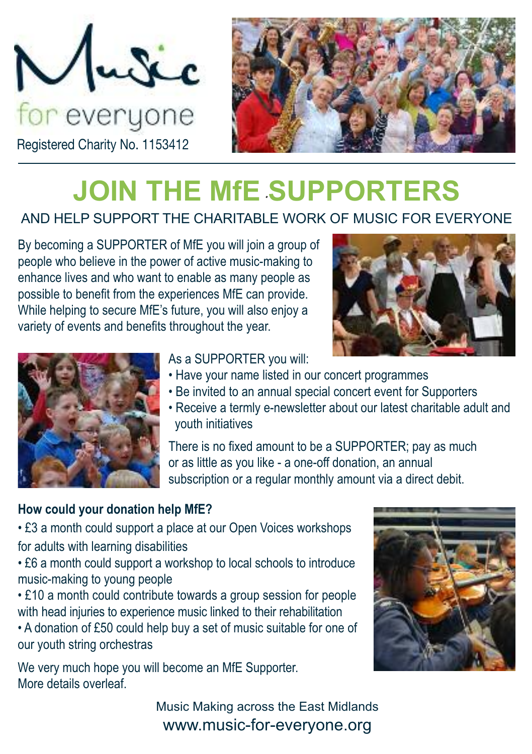Music for everyone

Registered Charity No. 1153412

# JOIN THE MfE SUPPORTERS

AND HELP SUPPORT THE CHARITABLE WORK OF MUSIC FOR EVERYONE

By becoming a SUPPORTER of MfE you will join a group of people who believe in the power of active music-making to enhance lives and who want to enable as many people as possible to benefit from the experiences MfE can provide. While helping to secure MfE's future, you will also enjoy a variety of events and benefits throughout the year.

As a SUPPORTER you will:

- Have your name listed in our concert programmes
- Be invited to an annual special concert event for Supporters
- Receive a termly e-newsletter about our latest charitable adult and youth initiatives

There is no fixed amount to be a SUPPORTER; pay as much or as little as you like - a one-off donation, an annual subscription or a regular monthly amount via a direct debit.

**How could your donation help MfE?**

- £3 a month could support a place at our Open Voices workshops for adults with learning disabilities
- £6 a month could support a workshop to local schools to introduce music-making to young people
- £10 a month could contribute towards a group session for people with head injuries to experience music linked to their rehabilitation
- A donation of £50 could help buy a set of music suitable for one of our youth string orchestras

We very much hope you will become an MfE Supporter.
More details overleaf.

Music Making across the East Midlands
www.music-for-everyone.org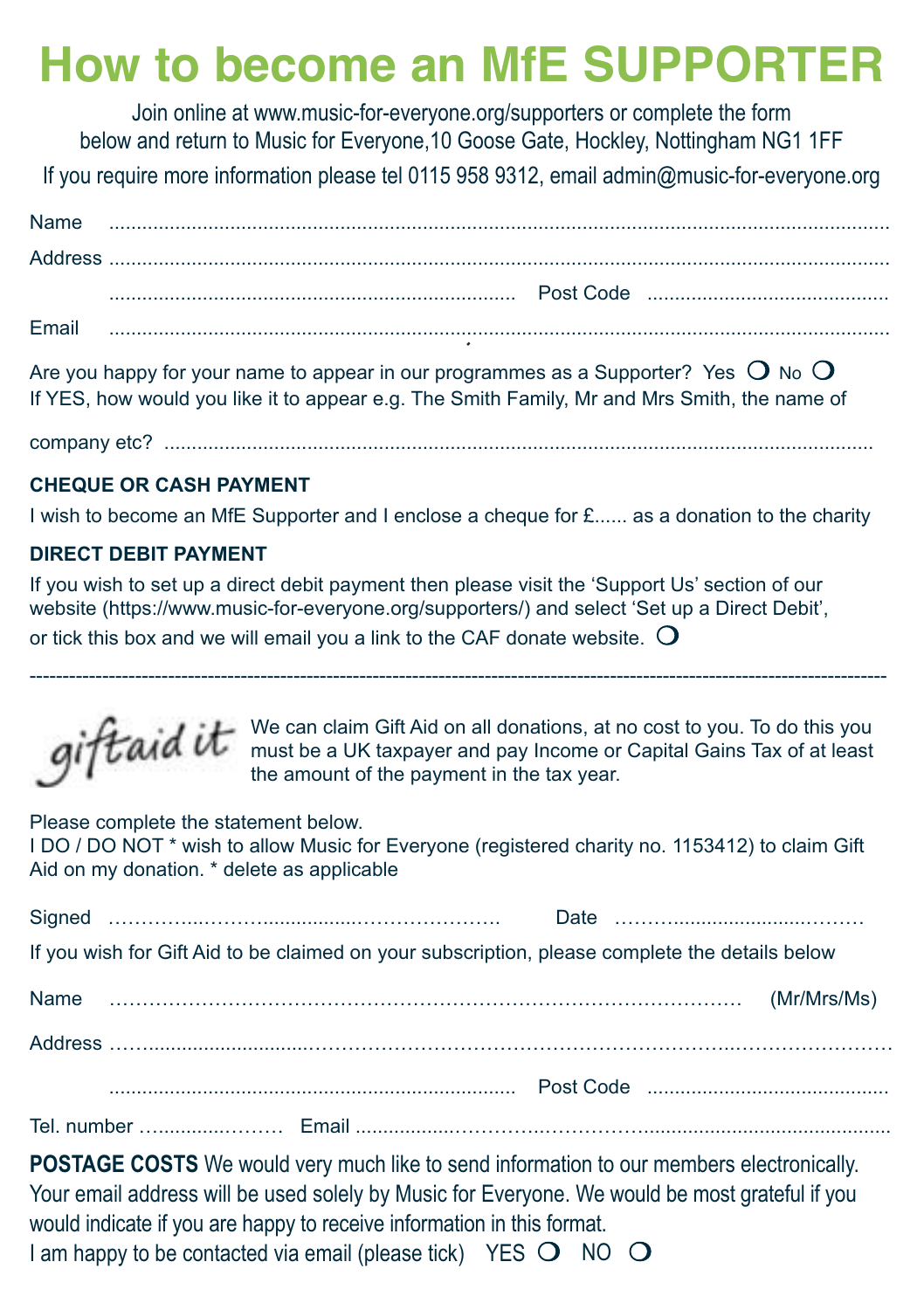# How to become an MfE SUPPORTER

Join online at www.music-for-everyone.org/supporters or complete the form below and return to Music for Everyone,10 Goose Gate, Hockley, Nottingham NG1 1FF

If you require more information please tel 0115 958 9312, email admin@music-for-everyone.org

Name ..............................................................................................................................................

Address ...........................................................................................................................................

.......................................................................... Post Code ............................................

Email ..............................................................................................................................................

Are you happy for your name to appear in our programmes as a Supporter? Yes ❍ No ❍

If YES, how would you like it to appear e.g. The Smith Family, Mr and Mrs Smith, the name of company etc? ..........................................................................................................................

**CHEQUE OR CASH PAYMENT**

I wish to become an MfE Supporter and I enclose a cheque for £...... as a donation to the charity

**DIRECT DEBIT PAYMENT**

If you wish to set up a direct debit payment then please visit the 'Support Us' section of our website (https://www.music-for-everyone.org/supporters/) and select 'Set up a Direct Debit', or tick this box and we will email you a link to the CAF donate website. ❍

---

*giftaid it* We can claim Gift Aid on all donations, at no cost to you. To do this you must be a UK taxpayer and pay Income or Capital Gains Tax of at least the amount of the payment in the tax year.

Please complete the statement below.

I DO / DO NOT * wish to allow Music for Everyone (registered charity no. 1153412) to claim Gift Aid on my donation. * delete as applicable

Signed ....................................................... Date ........................................

If you wish for Gift Aid to be claimed on your subscription, please complete the details below

Name .................................................................................................... (Mr/Mrs/Ms)

Address ...........................................................................................................................................

.......................................................................... Post Code ............................................

Tel. number ..................... Email .....................................................................................

**POSTAGE COSTS** We would very much like to send information to our members electronically. Your email address will be used solely by Music for Everyone. We would be most grateful if you would indicate if you are happy to receive information in this format.

I am happy to be contacted via email (please tick) YES ❍ NO ❍